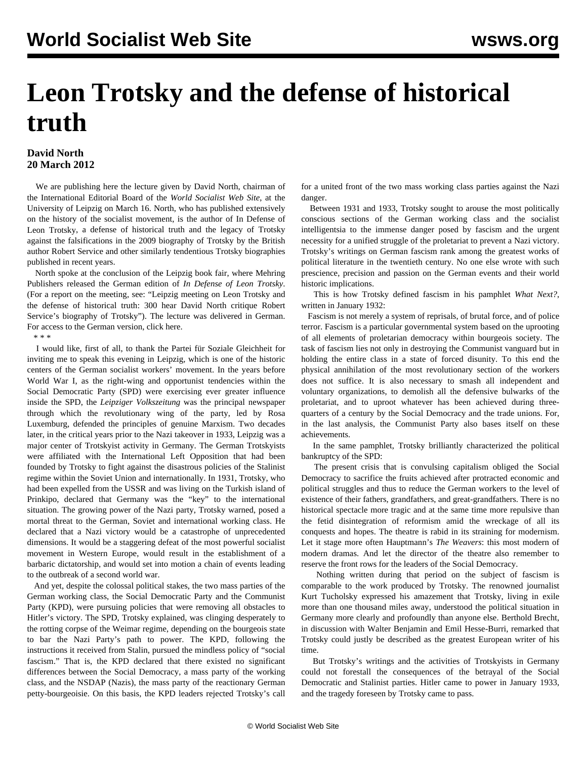# Leon Trotsky and the defense of historical truth

**David North**
**20 March 2012**

We are publishing here the lecture given by David North, chairman of the International Editorial Board of the *World Socialist Web Site*, at the University of Leipzig on March 16. North, who has published extensively on the history of the socialist movement, is the author of In Defense of Leon Trotsky, a defense of historical truth and the legacy of Trotsky against the falsifications in the 2009 biography of Trotsky by the British author Robert Service and other similarly tendentious Trotsky biographies published in recent years.

North spoke at the conclusion of the Leipzig book fair, where Mehring Publishers released the German edition of *In Defense of Leon Trotsky*. (For a report on the meeting, see: "Leipzig meeting on Leon Trotsky and the defense of historical truth: 300 hear David North critique Robert Service's biography of Trotsky"). The lecture was delivered in German. For access to the German version, click here.

\* \* \*

I would like, first of all, to thank the Partei für Soziale Gleichheit for inviting me to speak this evening in Leipzig, which is one of the historic centers of the German socialist workers' movement. In the years before World War I, as the right-wing and opportunist tendencies within the Social Democratic Party (SPD) were exercising ever greater influence inside the SPD, the *Leipziger Volkszeitung* was the principal newspaper through which the revolutionary wing of the party, led by Rosa Luxemburg, defended the principles of genuine Marxism. Two decades later, in the critical years prior to the Nazi takeover in 1933, Leipzig was a major center of Trotskyist activity in Germany. The German Trotskyists were affiliated with the International Left Opposition that had been founded by Trotsky to fight against the disastrous policies of the Stalinist regime within the Soviet Union and internationally. In 1931, Trotsky, who had been expelled from the USSR and was living on the Turkish island of Prinkipo, declared that Germany was the "key" to the international situation. The growing power of the Nazi party, Trotsky warned, posed a mortal threat to the German, Soviet and international working class. He declared that a Nazi victory would be a catastrophe of unprecedented dimensions. It would be a staggering defeat of the most powerful socialist movement in Western Europe, would result in the establishment of a barbaric dictatorship, and would set into motion a chain of events leading to the outbreak of a second world war.

And yet, despite the colossal political stakes, the two mass parties of the German working class, the Social Democratic Party and the Communist Party (KPD), were pursuing policies that were removing all obstacles to Hitler's victory. The SPD, Trotsky explained, was clinging desperately to the rotting corpse of the Weimar regime, depending on the bourgeois state to bar the Nazi Party's path to power. The KPD, following the instructions it received from Stalin, pursued the mindless policy of "social fascism." That is, the KPD declared that there existed no significant differences between the Social Democracy, a mass party of the working class, and the NSDAP (Nazis), the mass party of the reactionary German petty-bourgeoisie. On this basis, the KPD leaders rejected Trotsky's call for a united front of the two mass working class parties against the Nazi danger.

Between 1931 and 1933, Trotsky sought to arouse the most politically conscious sections of the German working class and the socialist intelligentsia to the immense danger posed by fascism and the urgent necessity for a unified struggle of the proletariat to prevent a Nazi victory. Trotsky's writings on German fascism rank among the greatest works of political literature in the twentieth century. No one else wrote with such prescience, precision and passion on the German events and their world historic implications.

This is how Trotsky defined fascism in his pamphlet *What Next?*, written in January 1932:

> Fascism is not merely a system of reprisals, of brutal force, and of police terror. Fascism is a particular governmental system based on the uprooting of all elements of proletarian democracy within bourgeois society. The task of fascism lies not only in destroying the Communist vanguard but in holding the entire class in a state of forced disunity. To this end the physical annihilation of the most revolutionary section of the workers does not suffice. It is also necessary to smash all independent and voluntary organizations, to demolish all the defensive bulwarks of the proletariat, and to uproot whatever has been achieved during three-quarters of a century by the Social Democracy and the trade unions. For, in the last analysis, the Communist Party also bases itself on these achievements.

In the same pamphlet, Trotsky brilliantly characterized the political bankruptcy of the SPD:

> The present crisis that is convulsing capitalism obliged the Social Democracy to sacrifice the fruits achieved after protracted economic and political struggles and thus to reduce the German workers to the level of existence of their fathers, grandfathers, and great-grandfathers. There is no historical spectacle more tragic and at the same time more repulsive than the fetid disintegration of reformism amid the wreckage of all its conquests and hopes. The theatre is rabid in its straining for modernism. Let it stage more often Hauptmann's *The Weavers*: this most modern of modern dramas. And let the director of the theatre also remember to reserve the front rows for the leaders of the Social Democracy.

Nothing written during that period on the subject of fascism is comparable to the work produced by Trotsky. The renowned journalist Kurt Tucholsky expressed his amazement that Trotsky, living in exile more than one thousand miles away, understood the political situation in Germany more clearly and profoundly than anyone else. Berthold Brecht, in discussion with Walter Benjamin and Emil Hesse-Burri, remarked that Trotsky could justly be described as the greatest European writer of his time.

But Trotsky's writings and the activities of Trotskyists in Germany could not forestall the consequences of the betrayal of the Social Democratic and Stalinist parties. Hitler came to power in January 1933, and the tragedy foreseen by Trotsky came to pass.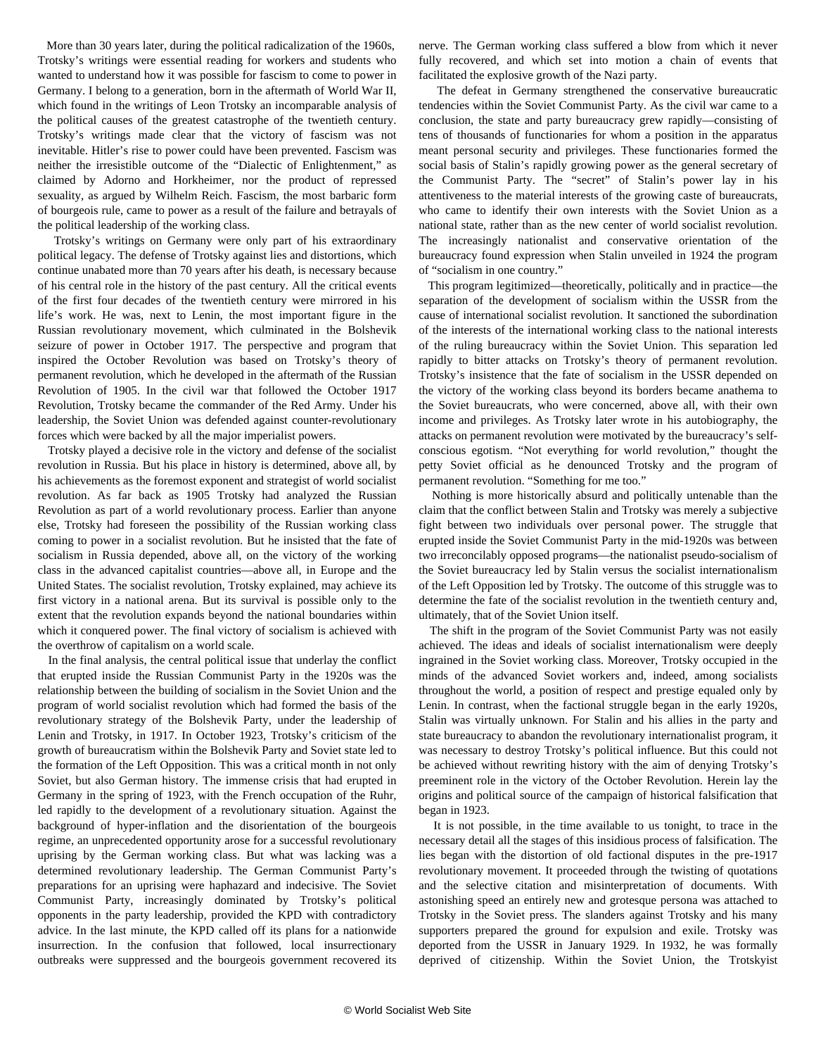More than 30 years later, during the political radicalization of the 1960s, Trotsky's writings were essential reading for workers and students who wanted to understand how it was possible for fascism to come to power in Germany. I belong to a generation, born in the aftermath of World War II, which found in the writings of Leon Trotsky an incomparable analysis of the political causes of the greatest catastrophe of the twentieth century. Trotsky's writings made clear that the victory of fascism was not inevitable. Hitler's rise to power could have been prevented. Fascism was neither the irresistible outcome of the "Dialectic of Enlightenment," as claimed by Adorno and Horkheimer, nor the product of repressed sexuality, as argued by Wilhelm Reich. Fascism, the most barbaric form of bourgeois rule, came to power as a result of the failure and betrayals of the political leadership of the working class.

Trotsky's writings on Germany were only part of his extraordinary political legacy. The defense of Trotsky against lies and distortions, which continue unabated more than 70 years after his death, is necessary because of his central role in the history of the past century. All the critical events of the first four decades of the twentieth century were mirrored in his life's work. He was, next to Lenin, the most important figure in the Russian revolutionary movement, which culminated in the Bolshevik seizure of power in October 1917. The perspective and program that inspired the October Revolution was based on Trotsky's theory of permanent revolution, which he developed in the aftermath of the Russian Revolution of 1905. In the civil war that followed the October 1917 Revolution, Trotsky became the commander of the Red Army. Under his leadership, the Soviet Union was defended against counter-revolutionary forces which were backed by all the major imperialist powers.

Trotsky played a decisive role in the victory and defense of the socialist revolution in Russia. But his place in history is determined, above all, by his achievements as the foremost exponent and strategist of world socialist revolution. As far back as 1905 Trotsky had analyzed the Russian Revolution as part of a world revolutionary process. Earlier than anyone else, Trotsky had foreseen the possibility of the Russian working class coming to power in a socialist revolution. But he insisted that the fate of socialism in Russia depended, above all, on the victory of the working class in the advanced capitalist countries—above all, in Europe and the United States. The socialist revolution, Trotsky explained, may achieve its first victory in a national arena. But its survival is possible only to the extent that the revolution expands beyond the national boundaries within which it conquered power. The final victory of socialism is achieved with the overthrow of capitalism on a world scale.

In the final analysis, the central political issue that underlay the conflict that erupted inside the Russian Communist Party in the 1920s was the relationship between the building of socialism in the Soviet Union and the program of world socialist revolution which had formed the basis of the revolutionary strategy of the Bolshevik Party, under the leadership of Lenin and Trotsky, in 1917. In October 1923, Trotsky's criticism of the growth of bureaucratism within the Bolshevik Party and Soviet state led to the formation of the Left Opposition. This was a critical month in not only Soviet, but also German history. The immense crisis that had erupted in Germany in the spring of 1923, with the French occupation of the Ruhr, led rapidly to the development of a revolutionary situation. Against the background of hyper-inflation and the disorientation of the bourgeois regime, an unprecedented opportunity arose for a successful revolutionary uprising by the German working class. But what was lacking was a determined revolutionary leadership. The German Communist Party's preparations for an uprising were haphazard and indecisive. The Soviet Communist Party, increasingly dominated by Trotsky's political opponents in the party leadership, provided the KPD with contradictory advice. In the last minute, the KPD called off its plans for a nationwide insurrection. In the confusion that followed, local insurrectionary outbreaks were suppressed and the bourgeois government recovered its nerve. The German working class suffered a blow from which it never fully recovered, and which set into motion a chain of events that facilitated the explosive growth of the Nazi party.

The defeat in Germany strengthened the conservative bureaucratic tendencies within the Soviet Communist Party. As the civil war came to a conclusion, the state and party bureaucracy grew rapidly—consisting of tens of thousands of functionaries for whom a position in the apparatus meant personal security and privileges. These functionaries formed the social basis of Stalin's rapidly growing power as the general secretary of the Communist Party. The "secret" of Stalin's power lay in his attentiveness to the material interests of the growing caste of bureaucrats, who came to identify their own interests with the Soviet Union as a national state, rather than as the new center of world socialist revolution. The increasingly nationalist and conservative orientation of the bureaucracy found expression when Stalin unveiled in 1924 the program of "socialism in one country."

This program legitimized—theoretically, politically and in practice—the separation of the development of socialism within the USSR from the cause of international socialist revolution. It sanctioned the subordination of the interests of the international working class to the national interests of the ruling bureaucracy within the Soviet Union. This separation led rapidly to bitter attacks on Trotsky's theory of permanent revolution. Trotsky's insistence that the fate of socialism in the USSR depended on the victory of the working class beyond its borders became anathema to the Soviet bureaucrats, who were concerned, above all, with their own income and privileges. As Trotsky later wrote in his autobiography, the attacks on permanent revolution were motivated by the bureaucracy's self-conscious egotism. "Not everything for world revolution," thought the petty Soviet official as he denounced Trotsky and the program of permanent revolution. "Something for me too."

Nothing is more historically absurd and politically untenable than the claim that the conflict between Stalin and Trotsky was merely a subjective fight between two individuals over personal power. The struggle that erupted inside the Soviet Communist Party in the mid-1920s was between two irreconcilably opposed programs—the nationalist pseudo-socialism of the Soviet bureaucracy led by Stalin versus the socialist internationalism of the Left Opposition led by Trotsky. The outcome of this struggle was to determine the fate of the socialist revolution in the twentieth century and, ultimately, that of the Soviet Union itself.

The shift in the program of the Soviet Communist Party was not easily achieved. The ideas and ideals of socialist internationalism were deeply ingrained in the Soviet working class. Moreover, Trotsky occupied in the minds of the advanced Soviet workers and, indeed, among socialists throughout the world, a position of respect and prestige equaled only by Lenin. In contrast, when the factional struggle began in the early 1920s, Stalin was virtually unknown. For Stalin and his allies in the party and state bureaucracy to abandon the revolutionary internationalist program, it was necessary to destroy Trotsky's political influence. But this could not be achieved without rewriting history with the aim of denying Trotsky's preeminent role in the victory of the October Revolution. Herein lay the origins and political source of the campaign of historical falsification that began in 1923.

It is not possible, in the time available to us tonight, to trace in the necessary detail all the stages of this insidious process of falsification. The lies began with the distortion of old factional disputes in the pre-1917 revolutionary movement. It proceeded through the twisting of quotations and the selective citation and misinterpretation of documents. With astonishing speed an entirely new and grotesque persona was attached to Trotsky in the Soviet press. The slanders against Trotsky and his many supporters prepared the ground for expulsion and exile. Trotsky was deported from the USSR in January 1929. In 1932, he was formally deprived of citizenship. Within the Soviet Union, the Trotskyist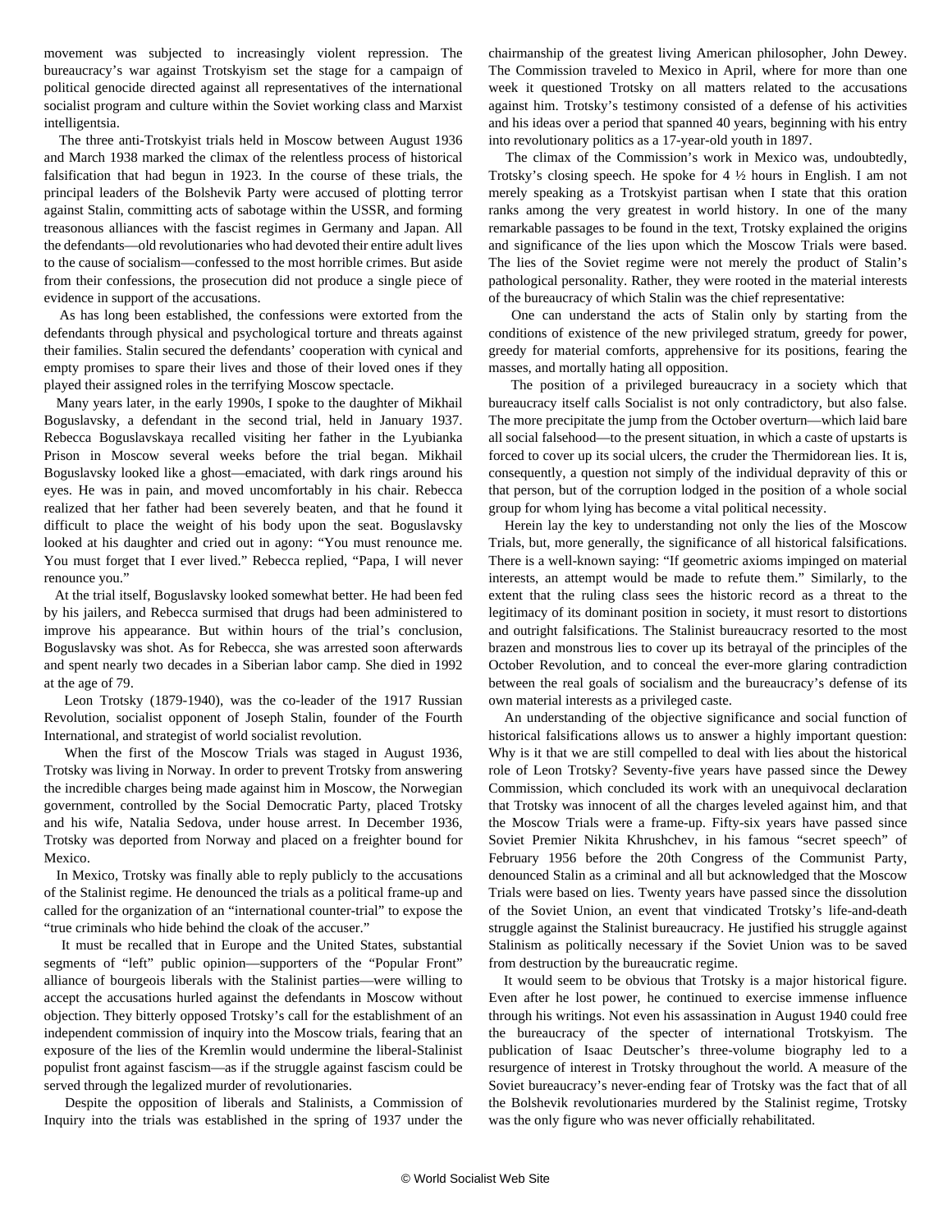movement was subjected to increasingly violent repression. The bureaucracy's war against Trotskyism set the stage for a campaign of political genocide directed against all representatives of the international socialist program and culture within the Soviet working class and Marxist intelligentsia.

The three anti-Trotskyist trials held in Moscow between August 1936 and March 1938 marked the climax of the relentless process of historical falsification that had begun in 1923. In the course of these trials, the principal leaders of the Bolshevik Party were accused of plotting terror against Stalin, committing acts of sabotage within the USSR, and forming treasonous alliances with the fascist regimes in Germany and Japan. All the defendants—old revolutionaries who had devoted their entire adult lives to the cause of socialism—confessed to the most horrible crimes. But aside from their confessions, the prosecution did not produce a single piece of evidence in support of the accusations.

As has long been established, the confessions were extorted from the defendants through physical and psychological torture and threats against their families. Stalin secured the defendants' cooperation with cynical and empty promises to spare their lives and those of their loved ones if they played their assigned roles in the terrifying Moscow spectacle.

Many years later, in the early 1990s, I spoke to the daughter of Mikhail Boguslavsky, a defendant in the second trial, held in January 1937. Rebecca Boguslavskaya recalled visiting her father in the Lyubianka Prison in Moscow several weeks before the trial began. Mikhail Boguslavsky looked like a ghost—emaciated, with dark rings around his eyes. He was in pain, and moved uncomfortably in his chair. Rebecca realized that her father had been severely beaten, and that he found it difficult to place the weight of his body upon the seat. Boguslavsky looked at his daughter and cried out in agony: "You must renounce me. You must forget that I ever lived." Rebecca replied, "Papa, I will never renounce you."

At the trial itself, Boguslavsky looked somewhat better. He had been fed by his jailers, and Rebecca surmised that drugs had been administered to improve his appearance. But within hours of the trial's conclusion, Boguslavsky was shot. As for Rebecca, she was arrested soon afterwards and spent nearly two decades in a Siberian labor camp. She died in 1992 at the age of 79.

Leon Trotsky (1879-1940), was the co-leader of the 1917 Russian Revolution, socialist opponent of Joseph Stalin, founder of the Fourth International, and strategist of world socialist revolution.

When the first of the Moscow Trials was staged in August 1936, Trotsky was living in Norway. In order to prevent Trotsky from answering the incredible charges being made against him in Moscow, the Norwegian government, controlled by the Social Democratic Party, placed Trotsky and his wife, Natalia Sedova, under house arrest. In December 1936, Trotsky was deported from Norway and placed on a freighter bound for Mexico.

In Mexico, Trotsky was finally able to reply publicly to the accusations of the Stalinist regime. He denounced the trials as a political frame-up and called for the organization of an "international counter-trial" to expose the "true criminals who hide behind the cloak of the accuser."

It must be recalled that in Europe and the United States, substantial segments of "left" public opinion—supporters of the "Popular Front" alliance of bourgeois liberals with the Stalinist parties—were willing to accept the accusations hurled against the defendants in Moscow without objection. They bitterly opposed Trotsky's call for the establishment of an independent commission of inquiry into the Moscow trials, fearing that an exposure of the lies of the Kremlin would undermine the liberal-Stalinist populist front against fascism—as if the struggle against fascism could be served through the legalized murder of revolutionaries.

Despite the opposition of liberals and Stalinists, a Commission of Inquiry into the trials was established in the spring of 1937 under the chairmanship of the greatest living American philosopher, John Dewey. The Commission traveled to Mexico in April, where for more than one week it questioned Trotsky on all matters related to the accusations against him. Trotsky's testimony consisted of a defense of his activities and his ideas over a period that spanned 40 years, beginning with his entry into revolutionary politics as a 17-year-old youth in 1897.

The climax of the Commission's work in Mexico was, undoubtedly, Trotsky's closing speech. He spoke for 4 ½ hours in English. I am not merely speaking as a Trotskyist partisan when I state that this oration ranks among the very greatest in world history. In one of the many remarkable passages to be found in the text, Trotsky explained the origins and significance of the lies upon which the Moscow Trials were based. The lies of the Soviet regime were not merely the product of Stalin's pathological personality. Rather, they were rooted in the material interests of the bureaucracy of which Stalin was the chief representative:

> One can understand the acts of Stalin only by starting from the conditions of existence of the new privileged stratum, greedy for power, greedy for material comforts, apprehensive for its positions, fearing the masses, and mortally hating all opposition.
>
> The position of a privileged bureaucracy in a society which that bureaucracy itself calls Socialist is not only contradictory, but also false. The more precipitate the jump from the October overturn—which laid bare all social falsehood—to the present situation, in which a caste of upstarts is forced to cover up its social ulcers, the cruder the Thermidorean lies. It is, consequently, a question not simply of the individual depravity of this or that person, but of the corruption lodged in the position of a whole social group for whom lying has become a vital political necessity.

Herein lay the key to understanding not only the lies of the Moscow Trials, but, more generally, the significance of all historical falsifications. There is a well-known saying: "If geometric axioms impinged on material interests, an attempt would be made to refute them." Similarly, to the extent that the ruling class sees the historic record as a threat to the legitimacy of its dominant position in society, it must resort to distortions and outright falsifications. The Stalinist bureaucracy resorted to the most brazen and monstrous lies to cover up its betrayal of the principles of the October Revolution, and to conceal the ever-more glaring contradiction between the real goals of socialism and the bureaucracy's defense of its own material interests as a privileged caste.

An understanding of the objective significance and social function of historical falsifications allows us to answer a highly important question: Why is it that we are still compelled to deal with lies about the historical role of Leon Trotsky? Seventy-five years have passed since the Dewey Commission, which concluded its work with an unequivocal declaration that Trotsky was innocent of all the charges leveled against him, and that the Moscow Trials were a frame-up. Fifty-six years have passed since Soviet Premier Nikita Khrushchev, in his famous "secret speech" of February 1956 before the 20th Congress of the Communist Party, denounced Stalin as a criminal and all but acknowledged that the Moscow Trials were based on lies. Twenty years have passed since the dissolution of the Soviet Union, an event that vindicated Trotsky's life-and-death struggle against the Stalinist bureaucracy. He justified his struggle against Stalinism as politically necessary if the Soviet Union was to be saved from destruction by the bureaucratic regime.

It would seem to be obvious that Trotsky is a major historical figure. Even after he lost power, he continued to exercise immense influence through his writings. Not even his assassination in August 1940 could free the bureaucracy of the specter of international Trotskyism. The publication of Isaac Deutscher's three-volume biography led to a resurgence of interest in Trotsky throughout the world. A measure of the Soviet bureaucracy's never-ending fear of Trotsky was the fact that of all the Bolshevik revolutionaries murdered by the Stalinist regime, Trotsky was the only figure who was never officially rehabilitated.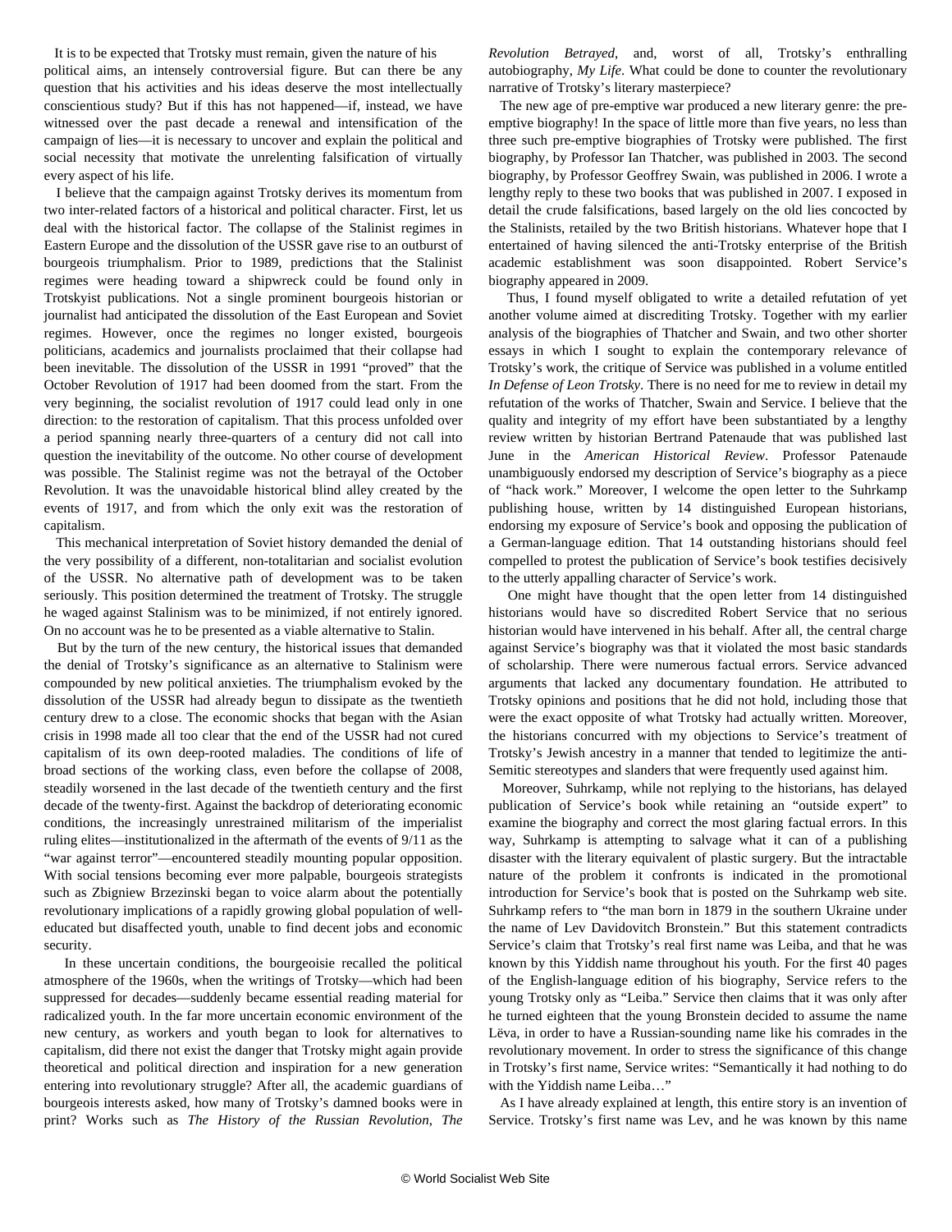It is to be expected that Trotsky must remain, given the nature of his political aims, an intensely controversial figure. But can there be any question that his activities and his ideas deserve the most intellectually conscientious study? But if this has not happened—if, instead, we have witnessed over the past decade a renewal and intensification of the campaign of lies—it is necessary to uncover and explain the political and social necessity that motivate the unrelenting falsification of virtually every aspect of his life.

I believe that the campaign against Trotsky derives its momentum from two inter-related factors of a historical and political character. First, let us deal with the historical factor. The collapse of the Stalinist regimes in Eastern Europe and the dissolution of the USSR gave rise to an outburst of bourgeois triumphalism. Prior to 1989, predictions that the Stalinist regimes were heading toward a shipwreck could be found only in Trotskyist publications. Not a single prominent bourgeois historian or journalist had anticipated the dissolution of the East European and Soviet regimes. However, once the regimes no longer existed, bourgeois politicians, academics and journalists proclaimed that their collapse had been inevitable. The dissolution of the USSR in 1991 "proved" that the October Revolution of 1917 had been doomed from the start. From the very beginning, the socialist revolution of 1917 could lead only in one direction: to the restoration of capitalism. That this process unfolded over a period spanning nearly three-quarters of a century did not call into question the inevitability of the outcome. No other course of development was possible. The Stalinist regime was not the betrayal of the October Revolution. It was the unavoidable historical blind alley created by the events of 1917, and from which the only exit was the restoration of capitalism.

This mechanical interpretation of Soviet history demanded the denial of the very possibility of a different, non-totalitarian and socialist evolution of the USSR. No alternative path of development was to be taken seriously. This position determined the treatment of Trotsky. The struggle he waged against Stalinism was to be minimized, if not entirely ignored. On no account was he to be presented as a viable alternative to Stalin.

But by the turn of the new century, the historical issues that demanded the denial of Trotsky's significance as an alternative to Stalinism were compounded by new political anxieties. The triumphalism evoked by the dissolution of the USSR had already begun to dissipate as the twentieth century drew to a close. The economic shocks that began with the Asian crisis in 1998 made all too clear that the end of the USSR had not cured capitalism of its own deep-rooted maladies. The conditions of life of broad sections of the working class, even before the collapse of 2008, steadily worsened in the last decade of the twentieth century and the first decade of the twenty-first. Against the backdrop of deteriorating economic conditions, the increasingly unrestrained militarism of the imperialist ruling elites—institutionalized in the aftermath of the events of 9/11 as the "war against terror"—encountered steadily mounting popular opposition. With social tensions becoming ever more palpable, bourgeois strategists such as Zbigniew Brzezinski began to voice alarm about the potentially revolutionary implications of a rapidly growing global population of well-educated but disaffected youth, unable to find decent jobs and economic security.

In these uncertain conditions, the bourgeoisie recalled the political atmosphere of the 1960s, when the writings of Trotsky—which had been suppressed for decades—suddenly became essential reading material for radicalized youth. In the far more uncertain economic environment of the new century, as workers and youth began to look for alternatives to capitalism, did there not exist the danger that Trotsky might again provide theoretical and political direction and inspiration for a new generation entering into revolutionary struggle? After all, the academic guardians of bourgeois interests asked, how many of Trotsky's damned books were in print? Works such as *The History of the Russian Revolution*, *The Revolution Betrayed*, and, worst of all, Trotsky's enthralling autobiography, *My Life*. What could be done to counter the revolutionary narrative of Trotsky's literary masterpiece?

The new age of pre-emptive war produced a new literary genre: the pre-emptive biography! In the space of little more than five years, no less than three such pre-emptive biographies of Trotsky were published. The first biography, by Professor Ian Thatcher, was published in 2003. The second biography, by Professor Geoffrey Swain, was published in 2006. I wrote a lengthy reply to these two books that was published in 2007. I exposed in detail the crude falsifications, based largely on the old lies concocted by the Stalinists, retailed by the two British historians. Whatever hope that I entertained of having silenced the anti-Trotsky enterprise of the British academic establishment was soon disappointed. Robert Service's biography appeared in 2009.

Thus, I found myself obligated to write a detailed refutation of yet another volume aimed at discrediting Trotsky. Together with my earlier analysis of the biographies of Thatcher and Swain, and two other shorter essays in which I sought to explain the contemporary relevance of Trotsky's work, the critique of Service was published in a volume entitled *In Defense of Leon Trotsky*. There is no need for me to review in detail my refutation of the works of Thatcher, Swain and Service. I believe that the quality and integrity of my effort have been substantiated by a lengthy review written by historian Bertrand Patenaude that was published last June in the *American Historical Review*. Professor Patenaude unambiguously endorsed my description of Service's biography as a piece of "hack work." Moreover, I welcome the open letter to the Suhrkamp publishing house, written by 14 distinguished European historians, endorsing my exposure of Service's book and opposing the publication of a German-language edition. That 14 outstanding historians should feel compelled to protest the publication of Service's book testifies decisively to the utterly appalling character of Service's work.

One might have thought that the open letter from 14 distinguished historians would have so discredited Robert Service that no serious historian would have intervened in his behalf. After all, the central charge against Service's biography was that it violated the most basic standards of scholarship. There were numerous factual errors. Service advanced arguments that lacked any documentary foundation. He attributed to Trotsky opinions and positions that he did not hold, including those that were the exact opposite of what Trotsky had actually written. Moreover, the historians concurred with my objections to Service's treatment of Trotsky's Jewish ancestry in a manner that tended to legitimize the anti-Semitic stereotypes and slanders that were frequently used against him.

Moreover, Suhrkamp, while not replying to the historians, has delayed publication of Service's book while retaining an "outside expert" to examine the biography and correct the most glaring factual errors. In this way, Suhrkamp is attempting to salvage what it can of a publishing disaster with the literary equivalent of plastic surgery. But the intractable nature of the problem it confronts is indicated in the promotional introduction for Service's book that is posted on the Suhrkamp web site. Suhrkamp refers to "the man born in 1879 in the southern Ukraine under the name of Lev Davidovitch Bronstein." But this statement contradicts Service's claim that Trotsky's real first name was Leiba, and that he was known by this Yiddish name throughout his youth. For the first 40 pages of the English-language edition of his biography, Service refers to the young Trotsky only as "Leiba." Service then claims that it was only after he turned eighteen that the young Bronstein decided to assume the name Lëva, in order to have a Russian-sounding name like his comrades in the revolutionary movement. In order to stress the significance of this change in Trotsky's first name, Service writes: "Semantically it had nothing to do with the Yiddish name Leiba…"

As I have already explained at length, this entire story is an invention of Service. Trotsky's first name was Lev, and he was known by this name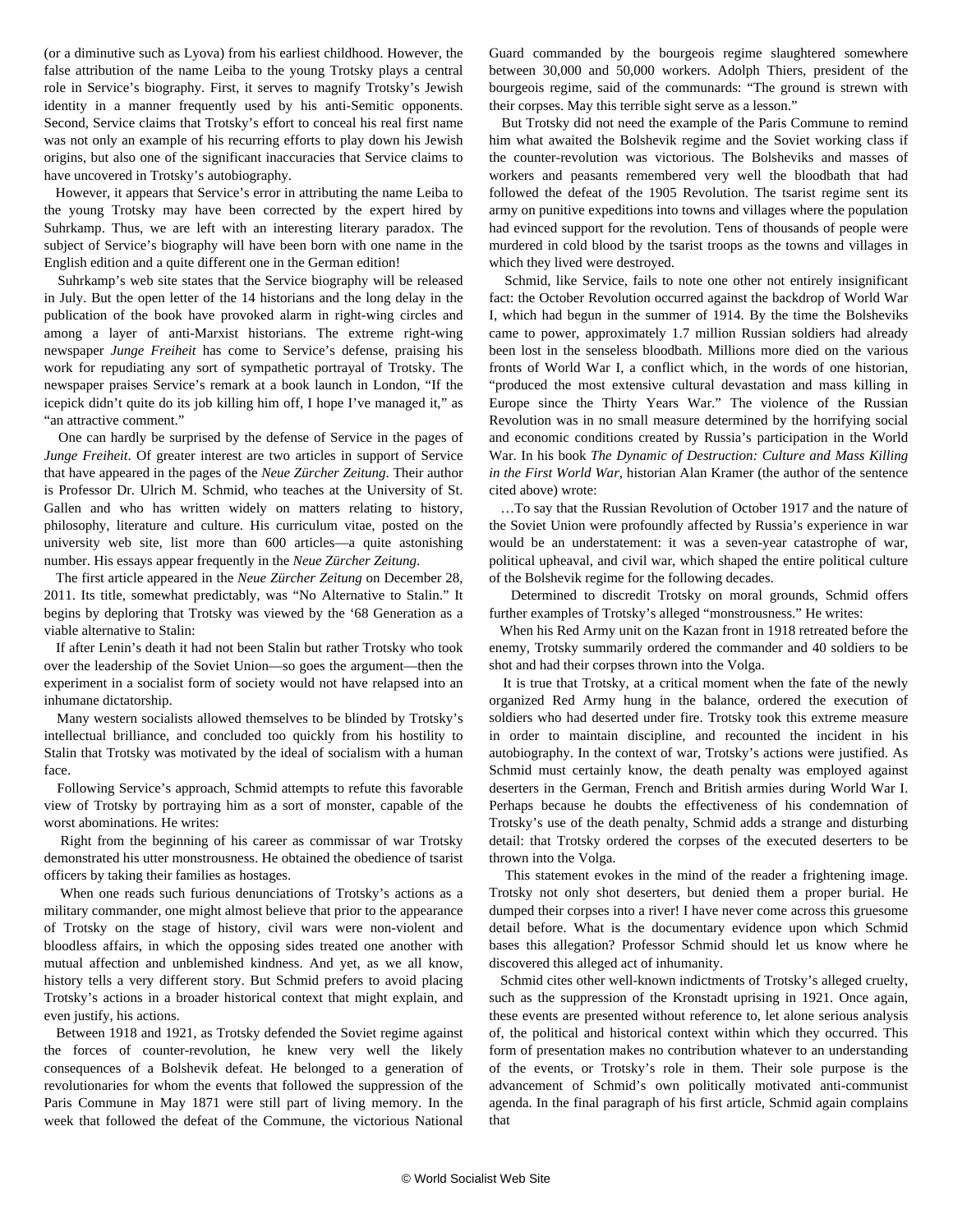(or a diminutive such as Lyova) from his earliest childhood. However, the false attribution of the name Leiba to the young Trotsky plays a central role in Service's biography. First, it serves to magnify Trotsky's Jewish identity in a manner frequently used by his anti-Semitic opponents. Second, Service claims that Trotsky's effort to conceal his real first name was not only an example of his recurring efforts to play down his Jewish origins, but also one of the significant inaccuracies that Service claims to have uncovered in Trotsky's autobiography.

However, it appears that Service's error in attributing the name Leiba to the young Trotsky may have been corrected by the expert hired by Suhrkamp. Thus, we are left with an interesting literary paradox. The subject of Service's biography will have been born with one name in the English edition and a quite different one in the German edition!

Suhrkamp's web site states that the Service biography will be released in July. But the open letter of the 14 historians and the long delay in the publication of the book have provoked alarm in right-wing circles and among a layer of anti-Marxist historians. The extreme right-wing newspaper *Junge Freiheit* has come to Service's defense, praising his work for repudiating any sort of sympathetic portrayal of Trotsky. The newspaper praises Service's remark at a book launch in London, "If the icepick didn't quite do its job killing him off, I hope I've managed it," as "an attractive comment."

One can hardly be surprised by the defense of Service in the pages of *Junge Freiheit*. Of greater interest are two articles in support of Service that have appeared in the pages of the *Neue Zürcher Zeitung*. Their author is Professor Dr. Ulrich M. Schmid, who teaches at the University of St. Gallen and who has written widely on matters relating to history, philosophy, literature and culture. His curriculum vitae, posted on the university web site, list more than 600 articles—a quite astonishing number. His essays appear frequently in the *Neue Zürcher Zeitung*.

The first article appeared in the *Neue Zürcher Zeitung* on December 28, 2011. Its title, somewhat predictably, was "No Alternative to Stalin." It begins by deploring that Trotsky was viewed by the '68 Generation as a viable alternative to Stalin:

> If after Lenin's death it had not been Stalin but rather Trotsky who took over the leadership of the Soviet Union—so goes the argument—then the experiment in a socialist form of society would not have relapsed into an inhumane dictatorship.
>
> Many western socialists allowed themselves to be blinded by Trotsky's intellectual brilliance, and concluded too quickly from his hostility to Stalin that Trotsky was motivated by the ideal of socialism with a human face.

Following Service's approach, Schmid attempts to refute this favorable view of Trotsky by portraying him as a sort of monster, capable of the worst abominations. He writes:

> Right from the beginning of his career as commissar of war Trotsky demonstrated his utter monstrousness. He obtained the obedience of tsarist officers by taking their families as hostages.

When one reads such furious denunciations of Trotsky's actions as a military commander, one might almost believe that prior to the appearance of Trotsky on the stage of history, civil wars were non-violent and bloodless affairs, in which the opposing sides treated one another with mutual affection and unblemished kindness. And yet, as we all know, history tells a very different story. But Schmid prefers to avoid placing Trotsky's actions in a broader historical context that might explain, and even justify, his actions.

Between 1918 and 1921, as Trotsky defended the Soviet regime against the forces of counter-revolution, he knew very well the likely consequences of a Bolshevik defeat. He belonged to a generation of revolutionaries for whom the events that followed the suppression of the Paris Commune in May 1871 were still part of living memory. In the week that followed the defeat of the Commune, the victorious National Guard commanded by the bourgeois regime slaughtered somewhere between 30,000 and 50,000 workers. Adolph Thiers, president of the bourgeois regime, said of the communards: "The ground is strewn with their corpses. May this terrible sight serve as a lesson."

But Trotsky did not need the example of the Paris Commune to remind him what awaited the Bolshevik regime and the Soviet working class if the counter-revolution was victorious. The Bolsheviks and masses of workers and peasants remembered very well the bloodbath that had followed the defeat of the 1905 Revolution. The tsarist regime sent its army on punitive expeditions into towns and villages where the population had evinced support for the revolution. Tens of thousands of people were murdered in cold blood by the tsarist troops as the towns and villages in which they lived were destroyed.

Schmid, like Service, fails to note one other not entirely insignificant fact: the October Revolution occurred against the backdrop of World War I, which had begun in the summer of 1914. By the time the Bolsheviks came to power, approximately 1.7 million Russian soldiers had already been lost in the senseless bloodbath. Millions more died on the various fronts of World War I, a conflict which, in the words of one historian, "produced the most extensive cultural devastation and mass killing in Europe since the Thirty Years War." The violence of the Russian Revolution was in no small measure determined by the horrifying social and economic conditions created by Russia's participation in the World War. In his book *The Dynamic of Destruction: Culture and Mass Killing in the First World War*, historian Alan Kramer (the author of the sentence cited above) wrote:

> …To say that the Russian Revolution of October 1917 and the nature of the Soviet Union were profoundly affected by Russia's experience in war would be an understatement: it was a seven-year catastrophe of war, political upheaval, and civil war, which shaped the entire political culture of the Bolshevik regime for the following decades.

Determined to discredit Trotsky on moral grounds, Schmid offers further examples of Trotsky's alleged "monstrousness." He writes:

> When his Red Army unit on the Kazan front in 1918 retreated before the enemy, Trotsky summarily ordered the commander and 40 soldiers to be shot and had their corpses thrown into the Volga.

It is true that Trotsky, at a critical moment when the fate of the newly organized Red Army hung in the balance, ordered the execution of soldiers who had deserted under fire. Trotsky took this extreme measure in order to maintain discipline, and recounted the incident in his autobiography. In the context of war, Trotsky's actions were justified. As Schmid must certainly know, the death penalty was employed against deserters in the German, French and British armies during World War I. Perhaps because he doubts the effectiveness of his condemnation of Trotsky's use of the death penalty, Schmid adds a strange and disturbing detail: that Trotsky ordered the corpses of the executed deserters to be thrown into the Volga.

This statement evokes in the mind of the reader a frightening image. Trotsky not only shot deserters, but denied them a proper burial. He dumped their corpses into a river! I have never come across this gruesome detail before. What is the documentary evidence upon which Schmid bases this allegation? Professor Schmid should let us know where he discovered this alleged act of inhumanity.

Schmid cites other well-known indictments of Trotsky's alleged cruelty, such as the suppression of the Kronstadt uprising in 1921. Once again, these events are presented without reference to, let alone serious analysis of, the political and historical context within which they occurred. This form of presentation makes no contribution whatever to an understanding of the events, or Trotsky's role in them. Their sole purpose is the advancement of Schmid's own politically motivated anti-communist agenda. In the final paragraph of his first article, Schmid again complains that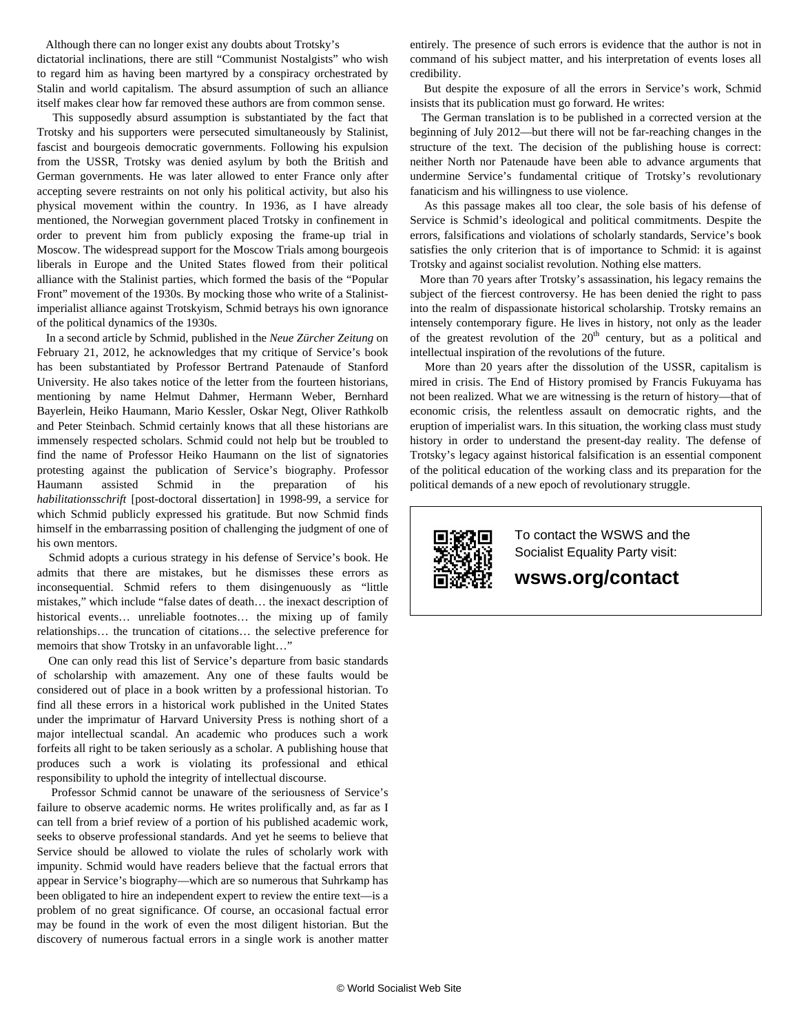Although there can no longer exist any doubts about Trotsky's dictatorial inclinations, there are still "Communist Nostalgists" who wish to regard him as having been martyred by a conspiracy orchestrated by Stalin and world capitalism. The absurd assumption of such an alliance itself makes clear how far removed these authors are from common sense.

This supposedly absurd assumption is substantiated by the fact that Trotsky and his supporters were persecuted simultaneously by Stalinist, fascist and bourgeois democratic governments. Following his expulsion from the USSR, Trotsky was denied asylum by both the British and German governments. He was later allowed to enter France only after accepting severe restraints on not only his political activity, but also his physical movement within the country. In 1936, as I have already mentioned, the Norwegian government placed Trotsky in confinement in order to prevent him from publicly exposing the frame-up trial in Moscow. The widespread support for the Moscow Trials among bourgeois liberals in Europe and the United States flowed from their political alliance with the Stalinist parties, which formed the basis of the "Popular Front" movement of the 1930s. By mocking those who write of a Stalinist-imperialist alliance against Trotskyism, Schmid betrays his own ignorance of the political dynamics of the 1930s.

In a second article by Schmid, published in the *Neue Zürcher Zeitung* on February 21, 2012, he acknowledges that my critique of Service's book has been substantiated by Professor Bertrand Patenaude of Stanford University. He also takes notice of the letter from the fourteen historians, mentioning by name Helmut Dahmer, Hermann Weber, Bernhard Bayerlein, Heiko Haumann, Mario Kessler, Oskar Negt, Oliver Rathkolb and Peter Steinbach. Schmid certainly knows that all these historians are immensely respected scholars. Schmid could not help but be troubled to find the name of Professor Heiko Haumann on the list of signatories protesting against the publication of Service's biography. Professor Haumann assisted Schmid in the preparation of his *habilitationsschrift* [post-doctoral dissertation] in 1998-99, a service for which Schmid publicly expressed his gratitude. But now Schmid finds himself in the embarrassing position of challenging the judgment of one of his own mentors.

Schmid adopts a curious strategy in his defense of Service's book. He admits that there are mistakes, but he dismisses these errors as inconsequential. Schmid refers to them disingenuously as "little mistakes," which include "false dates of death… the inexact description of historical events… unreliable footnotes… the mixing up of family relationships… the truncation of citations… the selective preference for memoirs that show Trotsky in an unfavorable light…"

One can only read this list of Service's departure from basic standards of scholarship with amazement. Any one of these faults would be considered out of place in a book written by a professional historian. To find all these errors in a historical work published in the United States under the imprimatur of Harvard University Press is nothing short of a major intellectual scandal. An academic who produces such a work forfeits all right to be taken seriously as a scholar. A publishing house that produces such a work is violating its professional and ethical responsibility to uphold the integrity of intellectual discourse.

Professor Schmid cannot be unaware of the seriousness of Service's failure to observe academic norms. He writes prolifically and, as far as I can tell from a brief review of a portion of his published academic work, seeks to observe professional standards. And yet he seems to believe that Service should be allowed to violate the rules of scholarly work with impunity. Schmid would have readers believe that the factual errors that appear in Service's biography—which are so numerous that Suhrkamp has been obligated to hire an independent expert to review the entire text—is a problem of no great significance. Of course, an occasional factual error may be found in the work of even the most diligent historian. But the discovery of numerous factual errors in a single work is another matter entirely. The presence of such errors is evidence that the author is not in command of his subject matter, and his interpretation of events loses all credibility.

But despite the exposure of all the errors in Service's work, Schmid insists that its publication must go forward. He writes:

The German translation is to be published in a corrected version at the beginning of July 2012—but there will not be far-reaching changes in the structure of the text. The decision of the publishing house is correct: neither North nor Patenaude have been able to advance arguments that undermine Service's fundamental critique of Trotsky's revolutionary fanaticism and his willingness to use violence.

As this passage makes all too clear, the sole basis of his defense of Service is Schmid's ideological and political commitments. Despite the errors, falsifications and violations of scholarly standards, Service's book satisfies the only criterion that is of importance to Schmid: it is against Trotsky and against socialist revolution. Nothing else matters.

More than 70 years after Trotsky's assassination, his legacy remains the subject of the fiercest controversy. He has been denied the right to pass into the realm of dispassionate historical scholarship. Trotsky remains an intensely contemporary figure. He lives in history, not only as the leader of the greatest revolution of the 20th century, but as a political and intellectual inspiration of the revolutions of the future.

More than 20 years after the dissolution of the USSR, capitalism is mired in crisis. The End of History promised by Francis Fukuyama has not been realized. What we are witnessing is the return of history—that of economic crisis, the relentless assault on democratic rights, and the eruption of imperialist wars. In this situation, the working class must study history in order to understand the present-day reality. The defense of Trotsky's legacy against historical falsification is an essential component of the political education of the working class and its preparation for the political demands of a new epoch of revolutionary struggle.

To contact the WSWS and the Socialist Equality Party visit:

**wsws.org/contact**